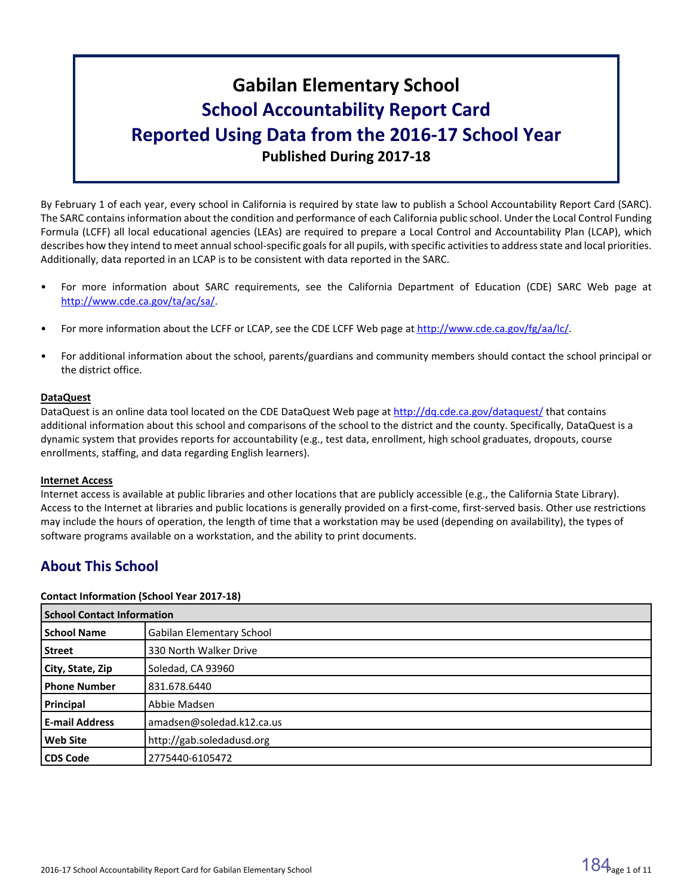# Gabilan Elementary School
## School Accountability Report Card
## Reported Using Data from the 2016-17 School Year
**Published During 2017-18**

By February 1 of each year, every school in California is required by state law to publish a School Accountability Report Card (SARC). The SARC contains information about the condition and performance of each California public school. Under the Local Control Funding Formula (LCFF) all local educational agencies (LEAs) are required to prepare a Local Control and Accountability Plan (LCAP), which describes how they intend to meet annual school-specific goals for all pupils, with specific activities to address state and local priorities. Additionally, data reported in an LCAP is to be consistent with data reported in the SARC.

- For more information about SARC requirements, see the California Department of Education (CDE) SARC Web page at http://www.cde.ca.gov/ta/ac/sa/.
- For more information about the LCFF or LCAP, see the CDE LCFF Web page at http://www.cde.ca.gov/fg/aa/lc/.
- For additional information about the school, parents/guardians and community members should contact the school principal or the district office.

**DataQuest**

DataQuest is an online data tool located on the CDE DataQuest Web page at http://dq.cde.ca.gov/dataquest/ that contains additional information about this school and comparisons of the school to the district and the county. Specifically, DataQuest is a dynamic system that provides reports for accountability (e.g., test data, enrollment, high school graduates, dropouts, course enrollments, staffing, and data regarding English learners).

**Internet Access**

Internet access is available at public libraries and other locations that are publicly accessible (e.g., the California State Library). Access to the Internet at libraries and public locations is generally provided on a first-come, first-served basis. Other use restrictions may include the hours of operation, the length of time that a workstation may be used (depending on availability), the types of software programs available on a workstation, and the ability to print documents.

## About This School

**Contact Information (School Year 2017-18)**

| School Contact Information | |
|---|---|
| **School Name** | Gabilan Elementary School |
| **Street** | 330 North Walker Drive |
| **City, State, Zip** | Soledad, CA 93960 |
| **Phone Number** | 831.678.6440 |
| **Principal** | Abbie Madsen |
| **E-mail Address** | amadsen@soledad.k12.ca.us |
| **Web Site** | http://gab.soledadusd.org |
| **CDS Code** | 2775440-6105472 |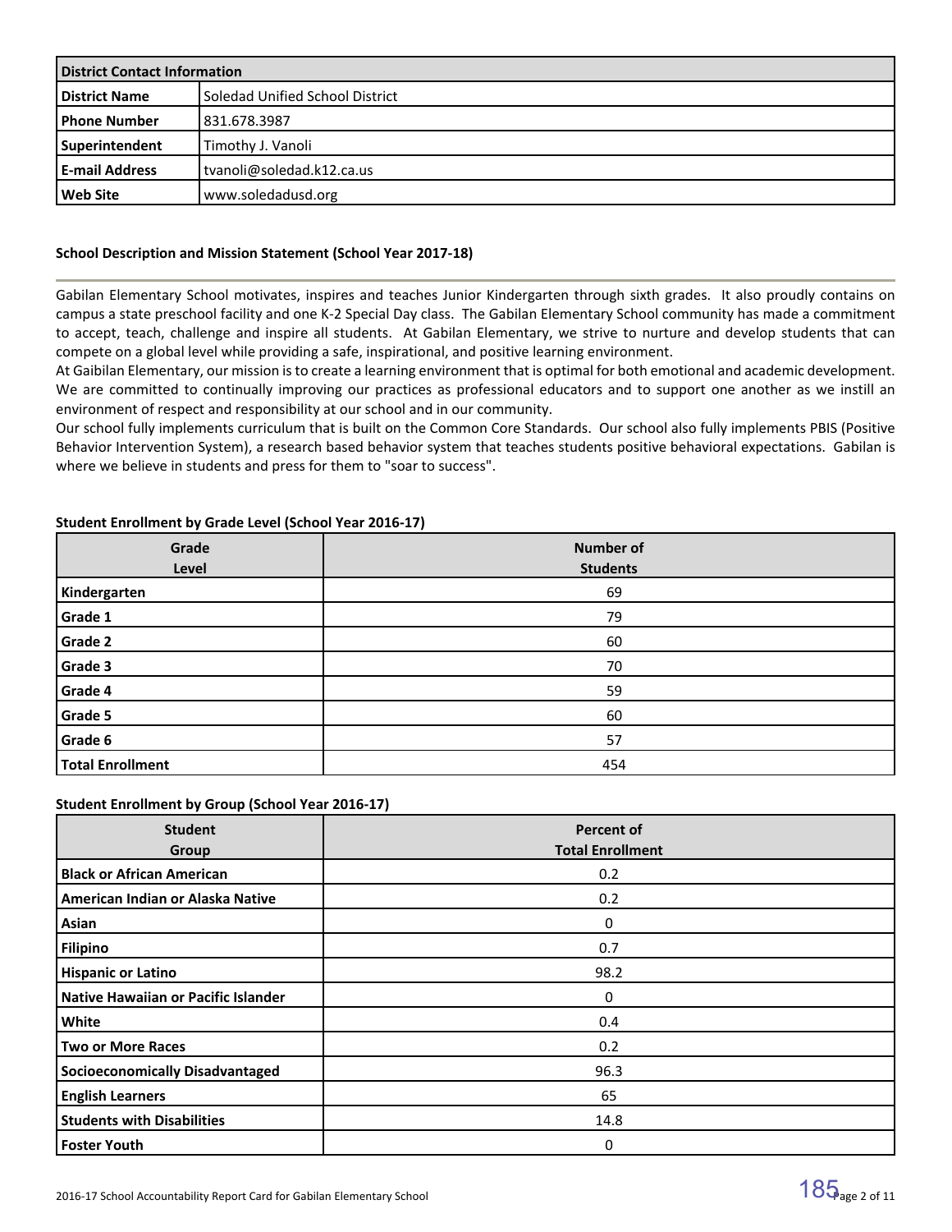| District Contact Information | |
|---|---|
| **District Name** | Soledad Unified School District |
| **Phone Number** | 831.678.3987 |
| **Superintendent** | Timothy J. Vanoli |
| **E-mail Address** | tvanoli@soledad.k12.ca.us |
| **Web Site** | www.soledadusd.org |

### School Description and Mission Statement (School Year 2017-18)

Gabilan Elementary School motivates, inspires and teaches Junior Kindergarten through sixth grades. It also proudly contains on campus a state preschool facility and one K-2 Special Day class. The Gabilan Elementary School community has made a commitment to accept, teach, challenge and inspire all students. At Gabilan Elementary, we strive to nurture and develop students that can compete on a global level while providing a safe, inspirational, and positive learning environment.

At Gaibilan Elementary, our mission is to create a learning environment that is optimal for both emotional and academic development. We are committed to continually improving our practices as professional educators and to support one another as we instill an environment of respect and responsibility at our school and in our community.

Our school fully implements curriculum that is built on the Common Core Standards. Our school also fully implements PBIS (Positive Behavior Intervention System), a research based behavior system that teaches students positive behavioral expectations. Gabilan is where we believe in students and press for them to "soar to success".

### Student Enrollment by Grade Level (School Year 2016-17)

| Grade Level | Number of Students |
|---|---|
| **Kindergarten** | 69 |
| **Grade 1** | 79 |
| **Grade 2** | 60 |
| **Grade 3** | 70 |
| **Grade 4** | 59 |
| **Grade 5** | 60 |
| **Grade 6** | 57 |
| **Total Enrollment** | 454 |

### Student Enrollment by Group (School Year 2016-17)

| Student Group | Percent of Total Enrollment |
|---|---|
| **Black or African American** | 0.2 |
| **American Indian or Alaska Native** | 0.2 |
| **Asian** | 0 |
| **Filipino** | 0.7 |
| **Hispanic or Latino** | 98.2 |
| **Native Hawaiian or Pacific Islander** | 0 |
| **White** | 0.4 |
| **Two or More Races** | 0.2 |
| **Socioeconomically Disadvantaged** | 96.3 |
| **English Learners** | 65 |
| **Students with Disabilities** | 14.8 |
| **Foster Youth** | 0 |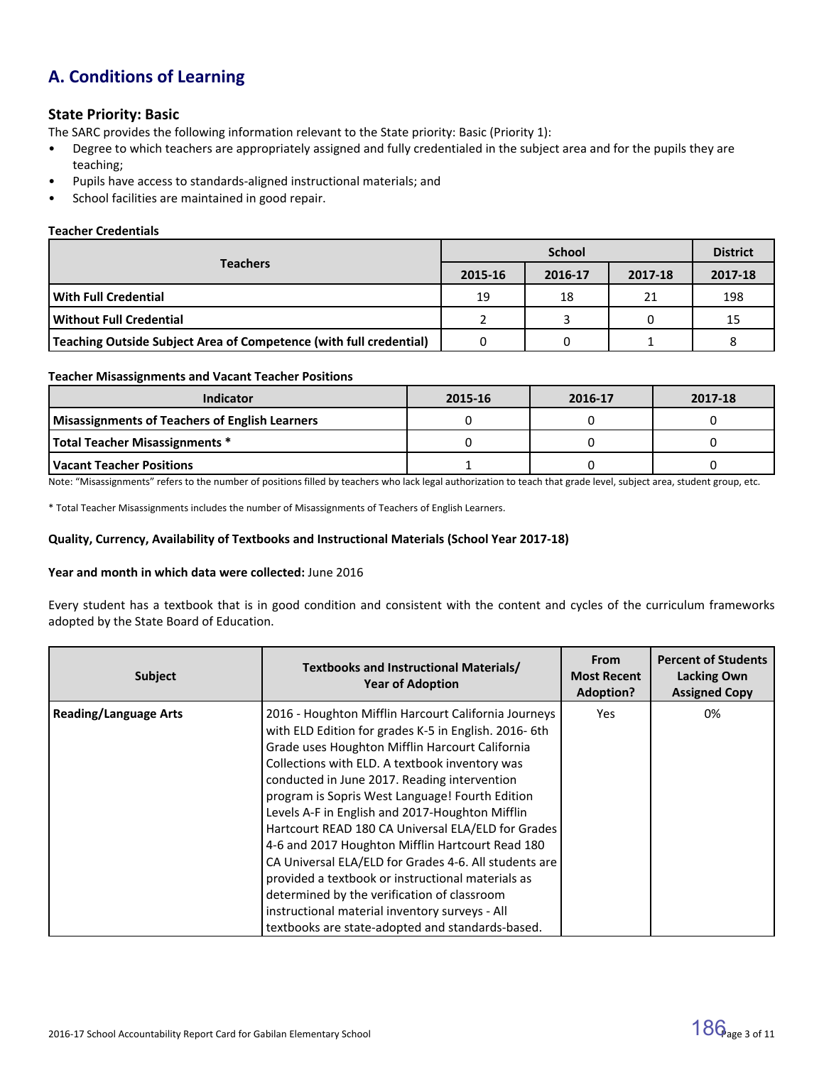## A. Conditions of Learning

### State Priority: Basic

The SARC provides the following information relevant to the State priority: Basic (Priority 1):

- Degree to which teachers are appropriately assigned and fully credentialed in the subject area and for the pupils they are teaching;
- Pupils have access to standards-aligned instructional materials; and
- School facilities are maintained in good repair.

**Teacher Credentials**

| Teachers | School | | | District |
|---|---|---|---|---|
| | 2015-16 | 2016-17 | 2017-18 | 2017-18 |
| **With Full Credential** | 19 | 18 | 21 | 198 |
| **Without Full Credential** | 2 | 3 | 0 | 15 |
| **Teaching Outside Subject Area of Competence (with full credential)** | 0 | 0 | 1 | 8 |

**Teacher Misassignments and Vacant Teacher Positions**

| Indicator | 2015-16 | 2016-17 | 2017-18 |
|---|---|---|---|
| **Misassignments of Teachers of English Learners** | 0 | 0 | 0 |
| **Total Teacher Misassignments *** | 0 | 0 | 0 |
| **Vacant Teacher Positions** | 1 | 0 | 0 |

Note: "Misassignments" refers to the number of positions filled by teachers who lack legal authorization to teach that grade level, subject area, student group, etc.

* Total Teacher Misassignments includes the number of Misassignments of Teachers of English Learners.

**Quality, Currency, Availability of Textbooks and Instructional Materials (School Year 2017-18)**

**Year and month in which data were collected:** June 2016

Every student has a textbook that is in good condition and consistent with the content and cycles of the curriculum frameworks adopted by the State Board of Education.

| Subject | Textbooks and Instructional Materials/ Year of Adoption | From Most Recent Adoption? | Percent of Students Lacking Own Assigned Copy |
|---|---|---|---|
| **Reading/Language Arts** | 2016 - Houghton Mifflin Harcourt California Journeys with ELD Edition for grades K-5 in English. 2016- 6th Grade uses Houghton Mifflin Harcourt California Collections with ELD. A textbook inventory was conducted in June 2017. Reading intervention program is Sopris West Language! Fourth Edition Levels A-F in English and 2017-Houghton Mifflin Hartcourt READ 180 CA Universal ELA/ELD for Grades 4-6 and 2017 Houghton Mifflin Hartcourt Read 180 CA Universal ELA/ELD for Grades 4-6. All students are provided a textbook or instructional materials as determined by the verification of classroom instructional material inventory surveys - All textbooks are state-adopted and standards-based. | Yes | 0% |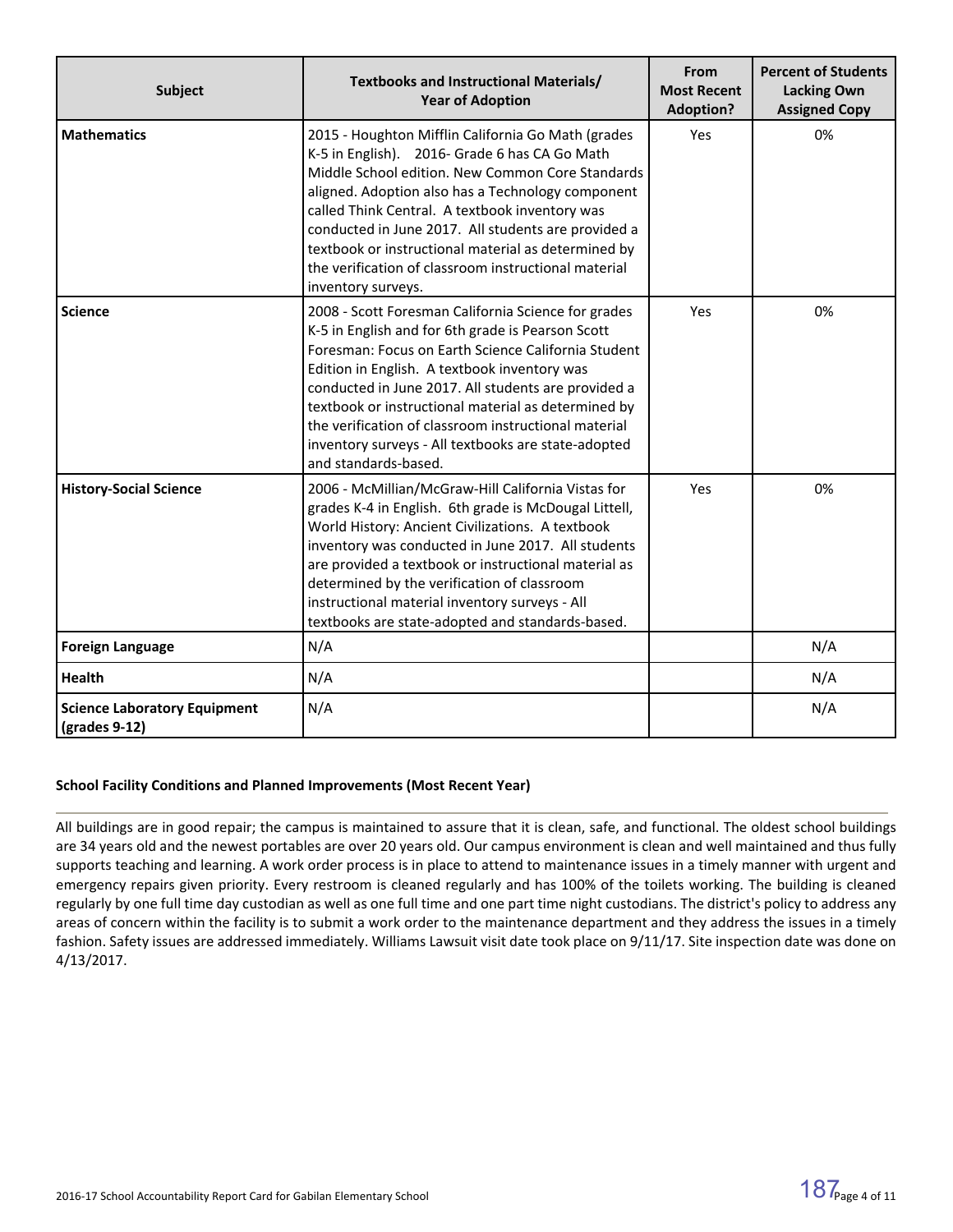| Subject | Textbooks and Instructional Materials/ Year of Adoption | From Most Recent Adoption? | Percent of Students Lacking Own Assigned Copy |
|---|---|---|---|
| **Mathematics** | 2015 - Houghton Mifflin California Go Math (grades K-5 in English). 2016- Grade 6 has CA Go Math Middle School edition. New Common Core Standards aligned. Adoption also has a Technology component called Think Central. A textbook inventory was conducted in June 2017. All students are provided a textbook or instructional material as determined by the verification of classroom instructional material inventory surveys. | Yes | 0% |
| **Science** | 2008 - Scott Foresman California Science for grades K-5 in English and for 6th grade is Pearson Scott Foresman: Focus on Earth Science California Student Edition in English. A textbook inventory was conducted in June 2017. All students are provided a textbook or instructional material as determined by the verification of classroom instructional material inventory surveys - All textbooks are state-adopted and standards-based. | Yes | 0% |
| **History-Social Science** | 2006 - McMillian/McGraw-Hill California Vistas for grades K-4 in English. 6th grade is McDougal Littell, World History: Ancient Civilizations. A textbook inventory was conducted in June 2017. All students are provided a textbook or instructional material as determined by the verification of classroom instructional material inventory surveys - All textbooks are state-adopted and standards-based. | Yes | 0% |
| **Foreign Language** | N/A | | N/A |
| **Health** | N/A | | N/A |
| **Science Laboratory Equipment (grades 9-12)** | N/A | | N/A |

**School Facility Conditions and Planned Improvements (Most Recent Year)**

All buildings are in good repair; the campus is maintained to assure that it is clean, safe, and functional. The oldest school buildings are 34 years old and the newest portables are over 20 years old. Our campus environment is clean and well maintained and thus fully supports teaching and learning. A work order process is in place to attend to maintenance issues in a timely manner with urgent and emergency repairs given priority. Every restroom is cleaned regularly and has 100% of the toilets working. The building is cleaned regularly by one full time day custodian as well as one full time and one part time night custodians. The district's policy to address any areas of concern within the facility is to submit a work order to the maintenance department and they address the issues in a timely fashion. Safety issues are addressed immediately. Williams Lawsuit visit date took place on 9/11/17. Site inspection date was done on 4/13/2017.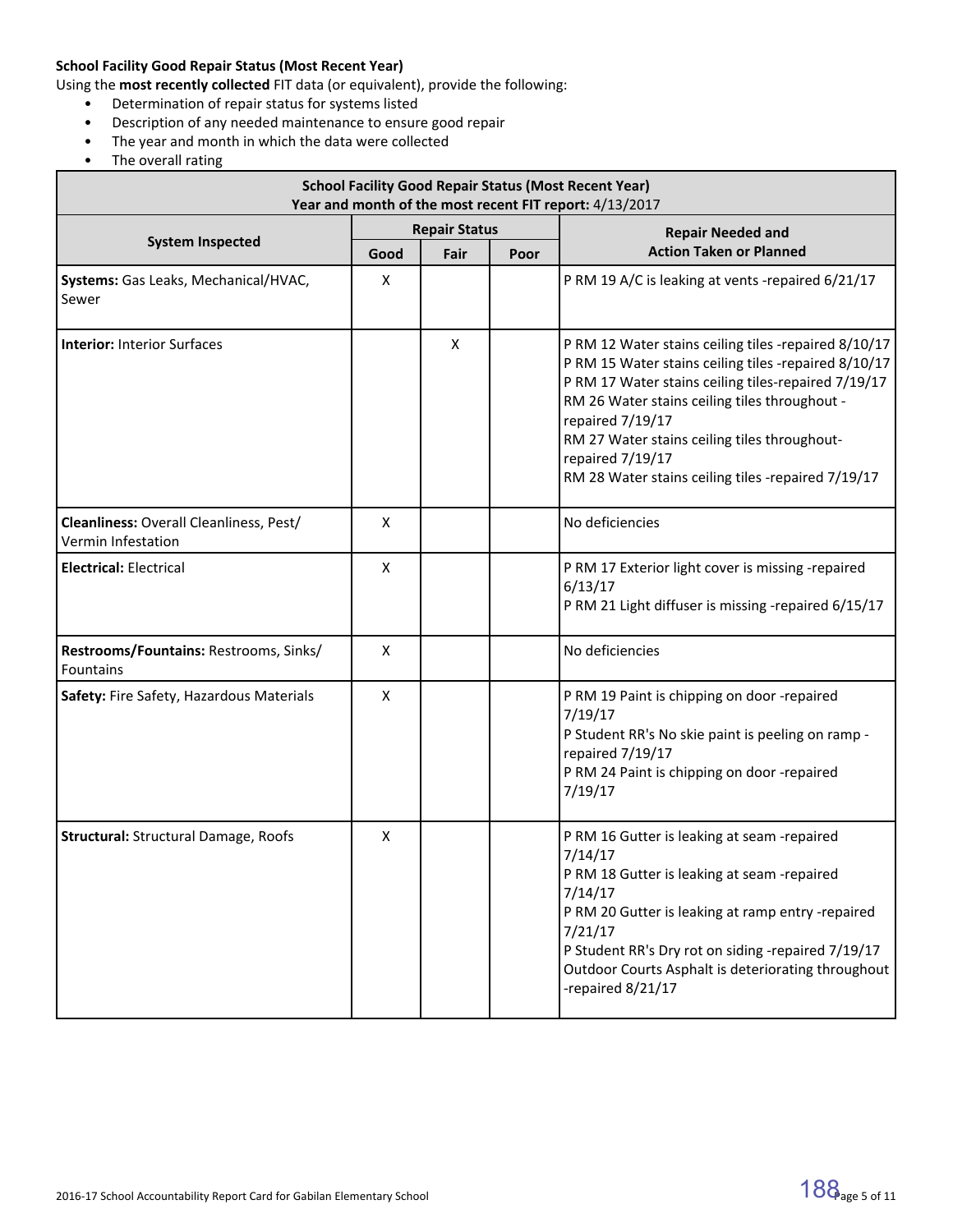**School Facility Good Repair Status (Most Recent Year)**

Using the **most recently collected** FIT data (or equivalent), provide the following:

- Determination of repair status for systems listed
- Description of any needed maintenance to ensure good repair
- The year and month in which the data were collected
- The overall rating

| School Facility Good Repair Status (Most Recent Year) Year and month of the most recent FIT report: 4/13/2017 | | | | |
|---|---|---|---|---|
| **System Inspected** | **Repair Status** | | | **Repair Needed and Action Taken or Planned** |
| | **Good** | **Fair** | **Poor** | |
| **Systems:** Gas Leaks, Mechanical/HVAC, Sewer | X | | | P RM 19 A/C is leaking at vents -repaired 6/21/17 |
| **Interior:** Interior Surfaces | | X | | P RM 12 Water stains ceiling tiles -repaired 8/10/17<br>P RM 15 Water stains ceiling tiles -repaired 8/10/17<br>P RM 17 Water stains ceiling tiles-repaired 7/19/17<br>RM 26 Water stains ceiling tiles throughout - repaired 7/19/17<br>RM 27 Water stains ceiling tiles throughout- repaired 7/19/17<br>RM 28 Water stains ceiling tiles -repaired 7/19/17 |
| **Cleanliness:** Overall Cleanliness, Pest/ Vermin Infestation | X | | | No deficiencies |
| **Electrical:** Electrical | X | | | P RM 17 Exterior light cover is missing -repaired 6/13/17<br>P RM 21 Light diffuser is missing -repaired 6/15/17 |
| **Restrooms/Fountains:** Restrooms, Sinks/ Fountains | X | | | No deficiencies |
| **Safety:** Fire Safety, Hazardous Materials | X | | | P RM 19 Paint is chipping on door -repaired 7/19/17<br>P Student RR's No skie paint is peeling on ramp - repaired 7/19/17<br>P RM 24 Paint is chipping on door -repaired 7/19/17 |
| **Structural:** Structural Damage, Roofs | X | | | P RM 16 Gutter is leaking at seam -repaired 7/14/17<br>P RM 18 Gutter is leaking at seam -repaired 7/14/17<br>P RM 20 Gutter is leaking at ramp entry -repaired 7/21/17<br>P Student RR's Dry rot on siding -repaired 7/19/17<br>Outdoor Courts Asphalt is deteriorating throughout -repaired 8/21/17 |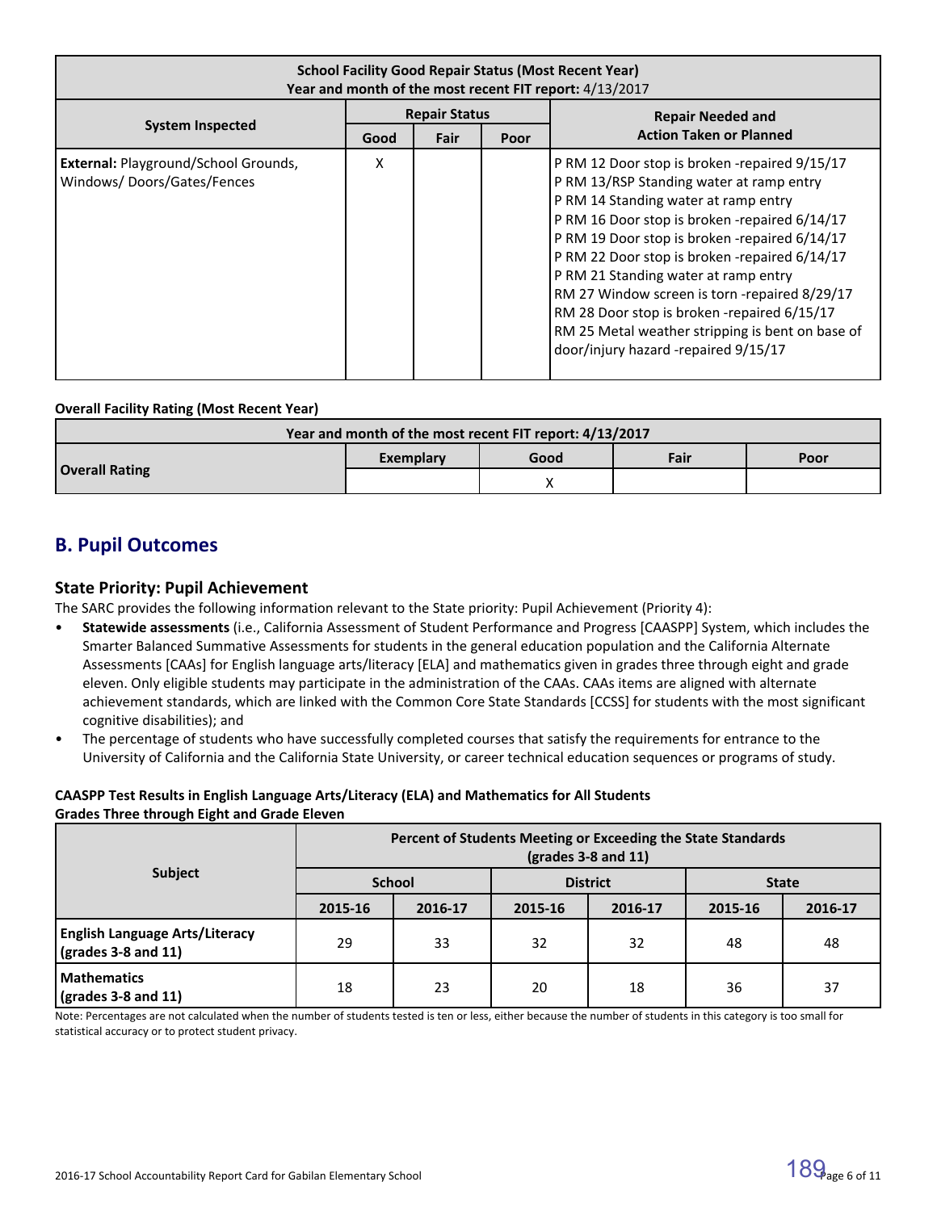| School Facility Good Repair Status (Most Recent Year)<br>Year and month of the most recent FIT report: 4/13/2017 | | | | |
|---|---|---|---|---|
| **System Inspected** | **Repair Status** | | | **Repair Needed and Action Taken or Planned** |
| | **Good** | **Fair** | **Poor** | |
| **External:** Playground/School Grounds, Windows/ Doors/Gates/Fences | X | | | P RM 12 Door stop is broken -repaired 9/15/17<br>P RM 13/RSP Standing water at ramp entry<br>P RM 14 Standing water at ramp entry<br>P RM 16 Door stop is broken -repaired 6/14/17<br>P RM 19 Door stop is broken -repaired 6/14/17<br>P RM 22 Door stop is broken -repaired 6/14/17<br>P RM 21 Standing water at ramp entry<br>RM 27 Window screen is torn -repaired 8/29/17<br>RM 28 Door stop is broken -repaired 6/15/17<br>RM 25 Metal weather stripping is bent on base of door/injury hazard -repaired 9/15/17 |

**Overall Facility Rating (Most Recent Year)**

| Year and month of the most recent FIT report: 4/13/2017 | | | | |
|---|---|---|---|---|
| **Overall Rating** | **Exemplary** | **Good** | **Fair** | **Poor** |
| | | X | | |

## B. Pupil Outcomes

### State Priority: Pupil Achievement

The SARC provides the following information relevant to the State priority: Pupil Achievement (Priority 4):

- **Statewide assessments** (i.e., California Assessment of Student Performance and Progress [CAASPP] System, which includes the Smarter Balanced Summative Assessments for students in the general education population and the California Alternate Assessments [CAAs] for English language arts/literacy [ELA] and mathematics given in grades three through eight and grade eleven. Only eligible students may participate in the administration of the CAAs. CAAs items are aligned with alternate achievement standards, which are linked with the Common Core State Standards [CCSS] for students with the most significant cognitive disabilities); and
- The percentage of students who have successfully completed courses that satisfy the requirements for entrance to the University of California and the California State University, or career technical education sequences or programs of study.

**CAASPP Test Results in English Language Arts/Literacy (ELA) and Mathematics for All Students**
**Grades Three through Eight and Grade Eleven**

| Subject | Percent of Students Meeting or Exceeding the State Standards (grades 3-8 and 11) | | | | | |
|---|---|---|---|---|---|---|
| | **School** | | **District** | | **State** | |
| | **2015-16** | **2016-17** | **2015-16** | **2016-17** | **2015-16** | **2016-17** |
| **English Language Arts/Literacy (grades 3-8 and 11)** | 29 | 33 | 32 | 32 | 48 | 48 |
| **Mathematics (grades 3-8 and 11)** | 18 | 23 | 20 | 18 | 36 | 37 |

Note: Percentages are not calculated when the number of students tested is ten or less, either because the number of students in this category is too small for statistical accuracy or to protect student privacy.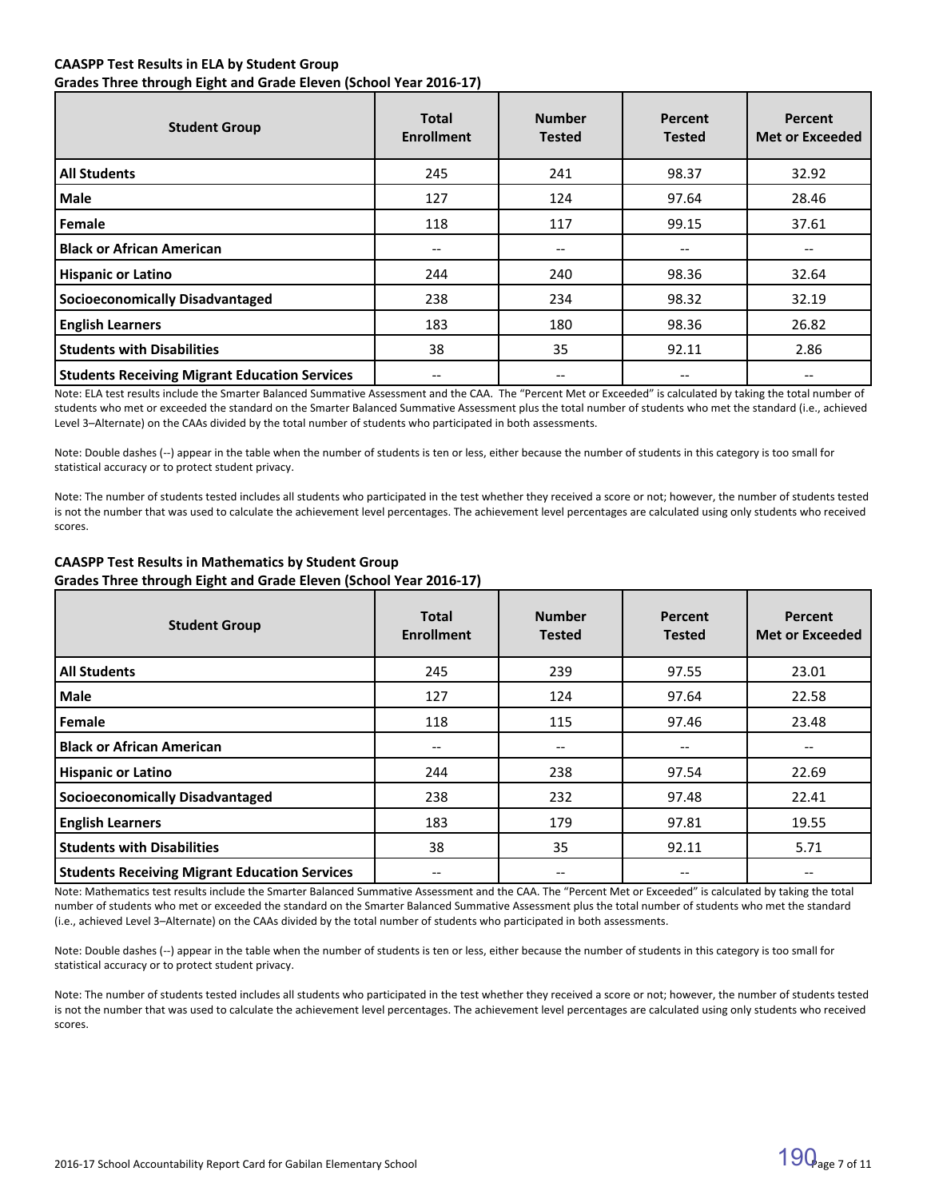**CAASPP Test Results in ELA by Student Group**
**Grades Three through Eight and Grade Eleven (School Year 2016-17)**

| Student Group | Total Enrollment | Number Tested | Percent Tested | Percent Met or Exceeded |
|---|---|---|---|---|
| **All Students** | 245 | 241 | 98.37 | 32.92 |
| **Male** | 127 | 124 | 97.64 | 28.46 |
| **Female** | 118 | 117 | 99.15 | 37.61 |
| **Black or African American** | -- | -- | -- | -- |
| **Hispanic or Latino** | 244 | 240 | 98.36 | 32.64 |
| **Socioeconomically Disadvantaged** | 238 | 234 | 98.32 | 32.19 |
| **English Learners** | 183 | 180 | 98.36 | 26.82 |
| **Students with Disabilities** | 38 | 35 | 92.11 | 2.86 |
| **Students Receiving Migrant Education Services** | -- | -- | -- | -- |

Note: ELA test results include the Smarter Balanced Summative Assessment and the CAA. The "Percent Met or Exceeded" is calculated by taking the total number of students who met or exceeded the standard on the Smarter Balanced Summative Assessment plus the total number of students who met the standard (i.e., achieved Level 3–Alternate) on the CAAs divided by the total number of students who participated in both assessments.

Note: Double dashes (--) appear in the table when the number of students is ten or less, either because the number of students in this category is too small for statistical accuracy or to protect student privacy.

Note: The number of students tested includes all students who participated in the test whether they received a score or not; however, the number of students tested is not the number that was used to calculate the achievement level percentages. The achievement level percentages are calculated using only students who received scores.

**CAASPP Test Results in Mathematics by Student Group**
**Grades Three through Eight and Grade Eleven (School Year 2016-17)**

| Student Group | Total Enrollment | Number Tested | Percent Tested | Percent Met or Exceeded |
|---|---|---|---|---|
| **All Students** | 245 | 239 | 97.55 | 23.01 |
| **Male** | 127 | 124 | 97.64 | 22.58 |
| **Female** | 118 | 115 | 97.46 | 23.48 |
| **Black or African American** | -- | -- | -- | -- |
| **Hispanic or Latino** | 244 | 238 | 97.54 | 22.69 |
| **Socioeconomically Disadvantaged** | 238 | 232 | 97.48 | 22.41 |
| **English Learners** | 183 | 179 | 97.81 | 19.55 |
| **Students with Disabilities** | 38 | 35 | 92.11 | 5.71 |
| **Students Receiving Migrant Education Services** | -- | -- | -- | -- |

Note: Mathematics test results include the Smarter Balanced Summative Assessment and the CAA. The "Percent Met or Exceeded" is calculated by taking the total number of students who met or exceeded the standard on the Smarter Balanced Summative Assessment plus the total number of students who met the standard (i.e., achieved Level 3–Alternate) on the CAAs divided by the total number of students who participated in both assessments.

Note: Double dashes (--) appear in the table when the number of students is ten or less, either because the number of students in this category is too small for statistical accuracy or to protect student privacy.

Note: The number of students tested includes all students who participated in the test whether they received a score or not; however, the number of students tested is not the number that was used to calculate the achievement level percentages. The achievement level percentages are calculated using only students who received scores.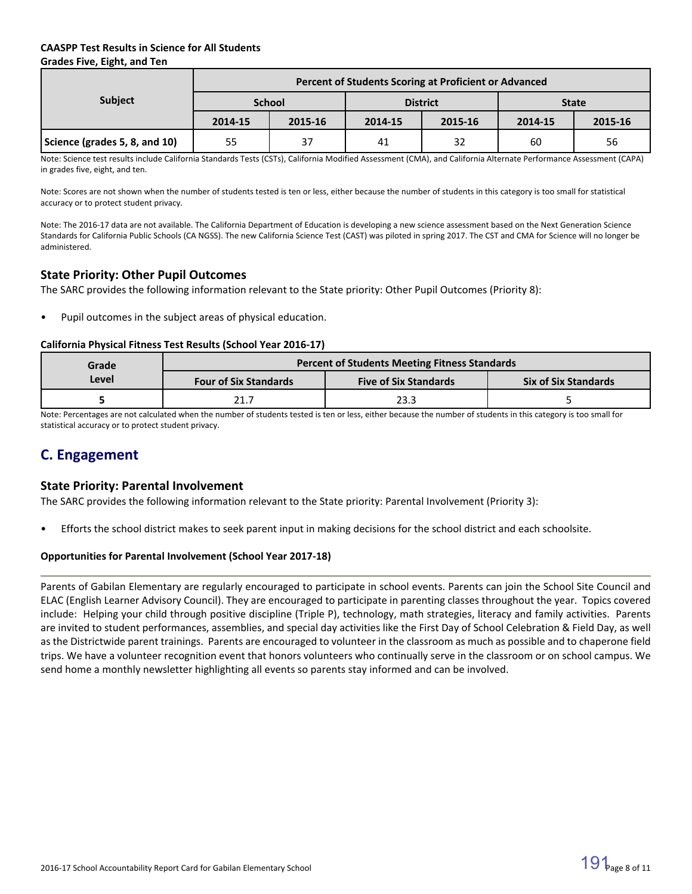**CAASPP Test Results in Science for All Students**
**Grades Five, Eight, and Ten**

| Subject | Percent of Students Scoring at Proficient or Advanced | | | | | |
|---|---|---|---|---|---|---|
| | School | | District | | State | |
| | 2014-15 | 2015-16 | 2014-15 | 2015-16 | 2014-15 | 2015-16 |
| **Science (grades 5, 8, and 10)** | 55 | 37 | 41 | 32 | 60 | 56 |

Note: Science test results include California Standards Tests (CSTs), California Modified Assessment (CMA), and California Alternate Performance Assessment (CAPA) in grades five, eight, and ten.

Note: Scores are not shown when the number of students tested is ten or less, either because the number of students in this category is too small for statistical accuracy or to protect student privacy.

Note: The 2016-17 data are not available. The California Department of Education is developing a new science assessment based on the Next Generation Science Standards for California Public Schools (CA NGSS). The new California Science Test (CAST) was piloted in spring 2017. The CST and CMA for Science will no longer be administered.

### State Priority: Other Pupil Outcomes

The SARC provides the following information relevant to the State priority: Other Pupil Outcomes (Priority 8):

- Pupil outcomes in the subject areas of physical education.

**California Physical Fitness Test Results (School Year 2016-17)**

| Grade Level | Percent of Students Meeting Fitness Standards | | |
|---|---|---|---|
| | Four of Six Standards | Five of Six Standards | Six of Six Standards |
| **5** | 21.7 | 23.3 | 5 |

Note: Percentages are not calculated when the number of students tested is ten or less, either because the number of students in this category is too small for statistical accuracy or to protect student privacy.

## C. Engagement

### State Priority: Parental Involvement

The SARC provides the following information relevant to the State priority: Parental Involvement (Priority 3):

- Efforts the school district makes to seek parent input in making decisions for the school district and each schoolsite.

**Opportunities for Parental Involvement (School Year 2017-18)**

Parents of Gabilan Elementary are regularly encouraged to participate in school events. Parents can join the School Site Council and ELAC (English Learner Advisory Council). They are encouraged to participate in parenting classes throughout the year. Topics covered include: Helping your child through positive discipline (Triple P), technology, math strategies, literacy and family activities. Parents are invited to student performances, assemblies, and special day activities like the First Day of School Celebration & Field Day, as well as the Districtwide parent trainings. Parents are encouraged to volunteer in the classroom as much as possible and to chaperone field trips. We have a volunteer recognition event that honors volunteers who continually serve in the classroom or on school campus. We send home a monthly newsletter highlighting all events so parents stay informed and can be involved.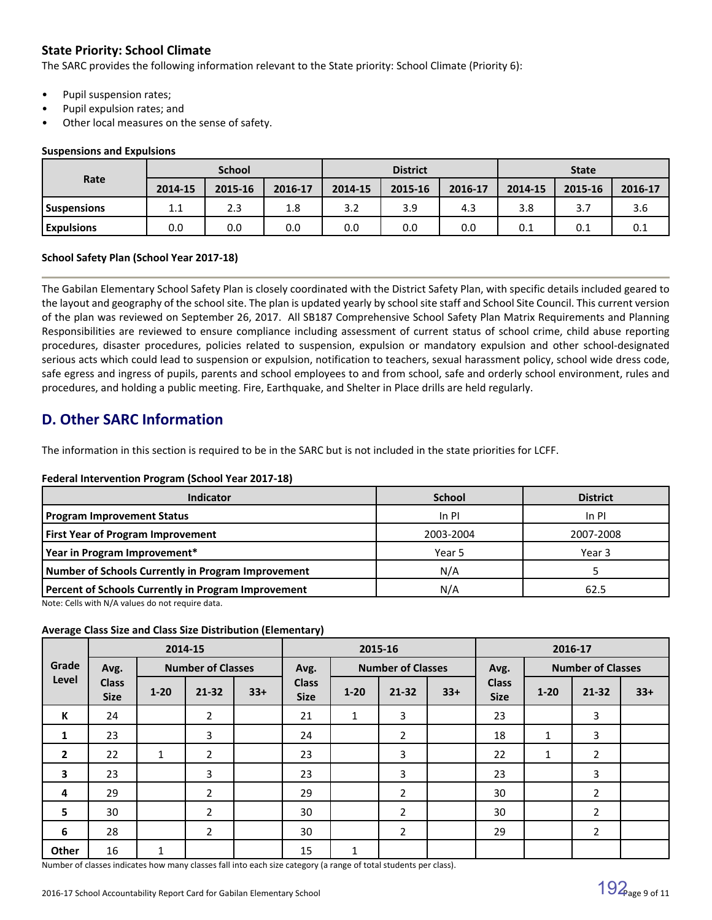### State Priority: School Climate

The SARC provides the following information relevant to the State priority: School Climate (Priority 6):

- Pupil suspension rates;
- Pupil expulsion rates; and
- Other local measures on the sense of safety.

#### Suspensions and Expulsions

| Rate | School | | | District | | | State | | |
|---|---|---|---|---|---|---|---|---|---|
| | 2014-15 | 2015-16 | 2016-17 | 2014-15 | 2015-16 | 2016-17 | 2014-15 | 2015-16 | 2016-17 |
| **Suspensions** | 1.1 | 2.3 | 1.8 | 3.2 | 3.9 | 4.3 | 3.8 | 3.7 | 3.6 |
| **Expulsions** | 0.0 | 0.0 | 0.0 | 0.0 | 0.0 | 0.0 | 0.1 | 0.1 | 0.1 |

#### School Safety Plan (School Year 2017-18)

The Gabilan Elementary School Safety Plan is closely coordinated with the District Safety Plan, with specific details included geared to the layout and geography of the school site. The plan is updated yearly by school site staff and School Site Council. This current version of the plan was reviewed on September 26, 2017. All SB187 Comprehensive School Safety Plan Matrix Requirements and Planning Responsibilities are reviewed to ensure compliance including assessment of current status of school crime, child abuse reporting procedures, disaster procedures, policies related to suspension, expulsion or mandatory expulsion and other school-designated serious acts which could lead to suspension or expulsion, notification to teachers, sexual harassment policy, school wide dress code, safe egress and ingress of pupils, parents and school employees to and from school, safe and orderly school environment, rules and procedures, and holding a public meeting. Fire, Earthquake, and Shelter in Place drills are held regularly.

## D. Other SARC Information

The information in this section is required to be in the SARC but is not included in the state priorities for LCFF.

#### Federal Intervention Program (School Year 2017-18)

| Indicator | School | District |
|---|---|---|
| **Program Improvement Status** | In PI | In PI |
| **First Year of Program Improvement** | 2003-2004 | 2007-2008 |
| **Year in Program Improvement*** | Year 5 | Year 3 |
| **Number of Schools Currently in Program Improvement** | N/A | 5 |
| **Percent of Schools Currently in Program Improvement** | N/A | 62.5 |

Note: Cells with N/A values do not require data.

#### Average Class Size and Class Size Distribution (Elementary)

| Grade Level | 2014-15 | | | | 2015-16 | | | | 2016-17 | | | |
|---|---|---|---|---|---|---|---|---|---|---|---|---|
| | Avg. Class Size | Number of Classes | | | Avg. Class Size | Number of Classes | | | Avg. Class Size | Number of Classes | | |
| | | 1-20 | 21-32 | 33+ | | 1-20 | 21-32 | 33+ | | 1-20 | 21-32 | 33+ |
| **K** | 24 | | 2 | | 21 | 1 | 3 | | 23 | | 3 | |
| **1** | 23 | | 3 | | 24 | | 2 | | 18 | 1 | 3 | |
| **2** | 22 | 1 | 2 | | 23 | | 3 | | 22 | 1 | 2 | |
| **3** | 23 | | 3 | | 23 | | 3 | | 23 | | 3 | |
| **4** | 29 | | 2 | | 29 | | 2 | | 30 | | 2 | |
| **5** | 30 | | 2 | | 30 | | 2 | | 30 | | 2 | |
| **6** | 28 | | 2 | | 30 | | 2 | | 29 | | 2 | |
| **Other** | 16 | 1 | | | 15 | 1 | | | | | | |

Number of classes indicates how many classes fall into each size category (a range of total students per class).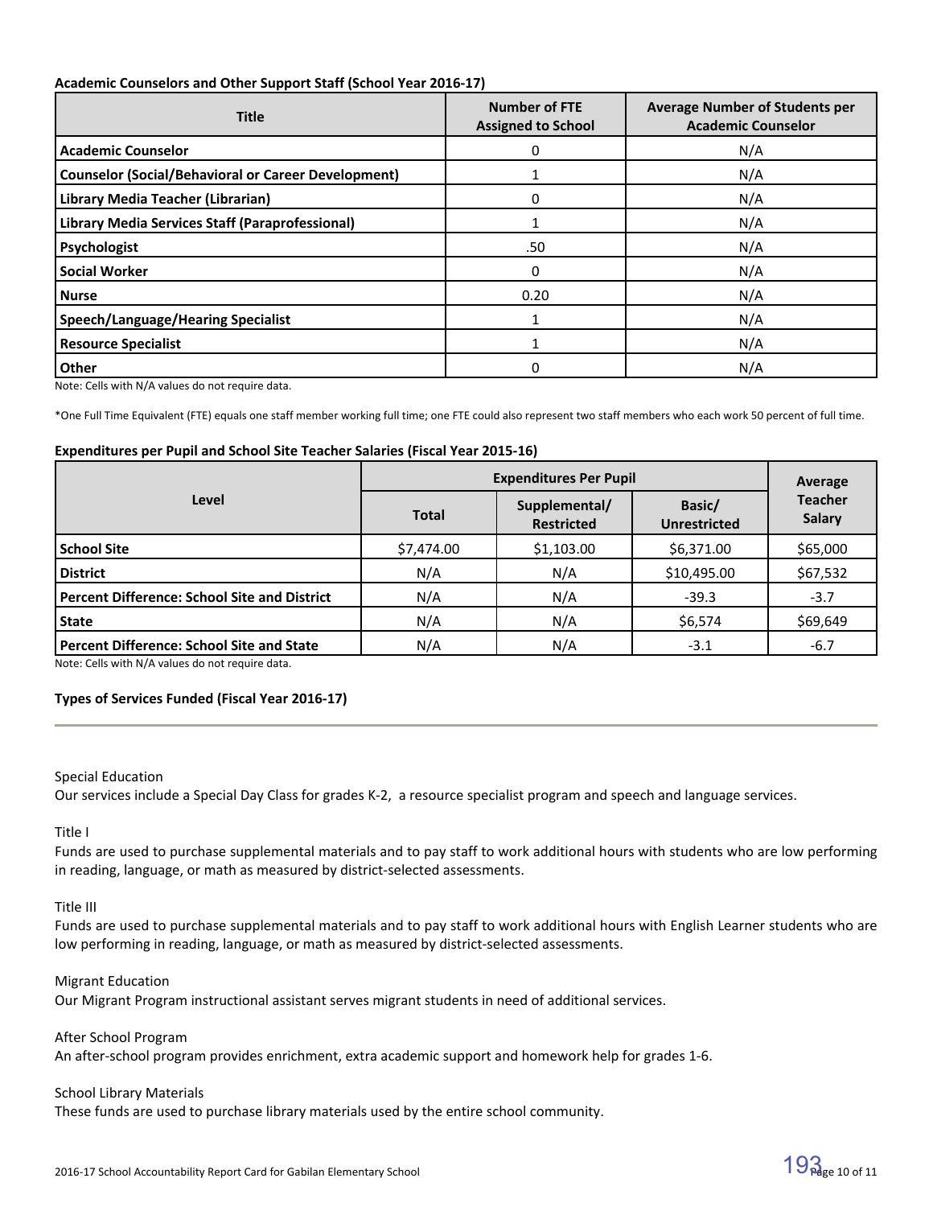**Academic Counselors and Other Support Staff (School Year 2016-17)**

| Title | Number of FTE Assigned to School | Average Number of Students per Academic Counselor |
|---|---|---|
| **Academic Counselor** | 0 | N/A |
| **Counselor (Social/Behavioral or Career Development)** | 1 | N/A |
| **Library Media Teacher (Librarian)** | 0 | N/A |
| **Library Media Services Staff (Paraprofessional)** | 1 | N/A |
| **Psychologist** | .50 | N/A |
| **Social Worker** | 0 | N/A |
| **Nurse** | 0.20 | N/A |
| **Speech/Language/Hearing Specialist** | 1 | N/A |
| **Resource Specialist** | 1 | N/A |
| **Other** | 0 | N/A |

Note: Cells with N/A values do not require data.

*One Full Time Equivalent (FTE) equals one staff member working full time; one FTE could also represent two staff members who each work 50 percent of full time.

**Expenditures per Pupil and School Site Teacher Salaries (Fiscal Year 2015-16)**

| Level | Expenditures Per Pupil | | | Average Teacher Salary |
|---|---|---|---|---|
| | Total | Supplemental/ Restricted | Basic/ Unrestricted | |
| **School Site** | $7,474.00 | $1,103.00 | $6,371.00 | $65,000 |
| **District** | N/A | N/A | $10,495.00 | $67,532 |
| **Percent Difference: School Site and District** | N/A | N/A | -39.3 | -3.7 |
| **State** | N/A | N/A | $6,574 | $69,649 |
| **Percent Difference: School Site and State** | N/A | N/A | -3.1 | -6.7 |

Note: Cells with N/A values do not require data.

**Types of Services Funded (Fiscal Year 2016-17)**

Special Education
Our services include a Special Day Class for grades K-2, a resource specialist program and speech and language services.

Title I
Funds are used to purchase supplemental materials and to pay staff to work additional hours with students who are low performing in reading, language, or math as measured by district-selected assessments.

Title III
Funds are used to purchase supplemental materials and to pay staff to work additional hours with English Learner students who are low performing in reading, language, or math as measured by district-selected assessments.

Migrant Education
Our Migrant Program instructional assistant serves migrant students in need of additional services.

After School Program
An after-school program provides enrichment, extra academic support and homework help for grades 1-6.

School Library Materials
These funds are used to purchase library materials used by the entire school community.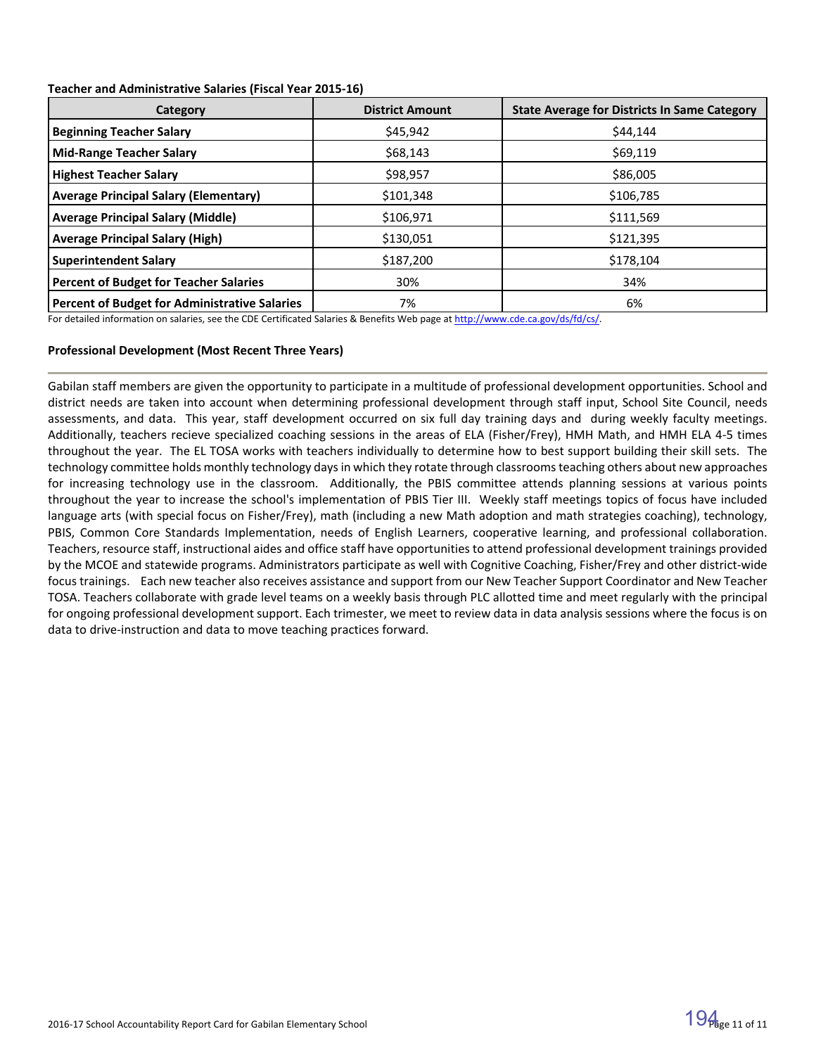**Teacher and Administrative Salaries (Fiscal Year 2015-16)**

| Category | District Amount | State Average for Districts In Same Category |
|---|---|---|
| **Beginning Teacher Salary** | $45,942 | $44,144 |
| **Mid-Range Teacher Salary** | $68,143 | $69,119 |
| **Highest Teacher Salary** | $98,957 | $86,005 |
| **Average Principal Salary (Elementary)** | $101,348 | $106,785 |
| **Average Principal Salary (Middle)** | $106,971 | $111,569 |
| **Average Principal Salary (High)** | $130,051 | $121,395 |
| **Superintendent Salary** | $187,200 | $178,104 |
| **Percent of Budget for Teacher Salaries** | 30% | 34% |
| **Percent of Budget for Administrative Salaries** | 7% | 6% |

For detailed information on salaries, see the CDE Certificated Salaries & Benefits Web page at http://www.cde.ca.gov/ds/fd/cs/.

**Professional Development (Most Recent Three Years)**

Gabilan staff members are given the opportunity to participate in a multitude of professional development opportunities. School and district needs are taken into account when determining professional development through staff input, School Site Council, needs assessments, and data. This year, staff development occurred on six full day training days and during weekly faculty meetings. Additionally, teachers recieve specialized coaching sessions in the areas of ELA (Fisher/Frey), HMH Math, and HMH ELA 4-5 times throughout the year. The EL TOSA works with teachers individually to determine how to best support building their skill sets. The technology committee holds monthly technology days in which they rotate through classrooms teaching others about new approaches for increasing technology use in the classroom. Additionally, the PBIS committee attends planning sessions at various points throughout the year to increase the school's implementation of PBIS Tier III. Weekly staff meetings topics of focus have included language arts (with special focus on Fisher/Frey), math (including a new Math adoption and math strategies coaching), technology, PBIS, Common Core Standards Implementation, needs of English Learners, cooperative learning, and professional collaboration. Teachers, resource staff, instructional aides and office staff have opportunities to attend professional development trainings provided by the MCOE and statewide programs. Administrators participate as well with Cognitive Coaching, Fisher/Frey and other district-wide focus trainings. Each new teacher also receives assistance and support from our New Teacher Support Coordinator and New Teacher TOSA. Teachers collaborate with grade level teams on a weekly basis through PLC allotted time and meet regularly with the principal for ongoing professional development support. Each trimester, we meet to review data in data analysis sessions where the focus is on data to drive-instruction and data to move teaching practices forward.